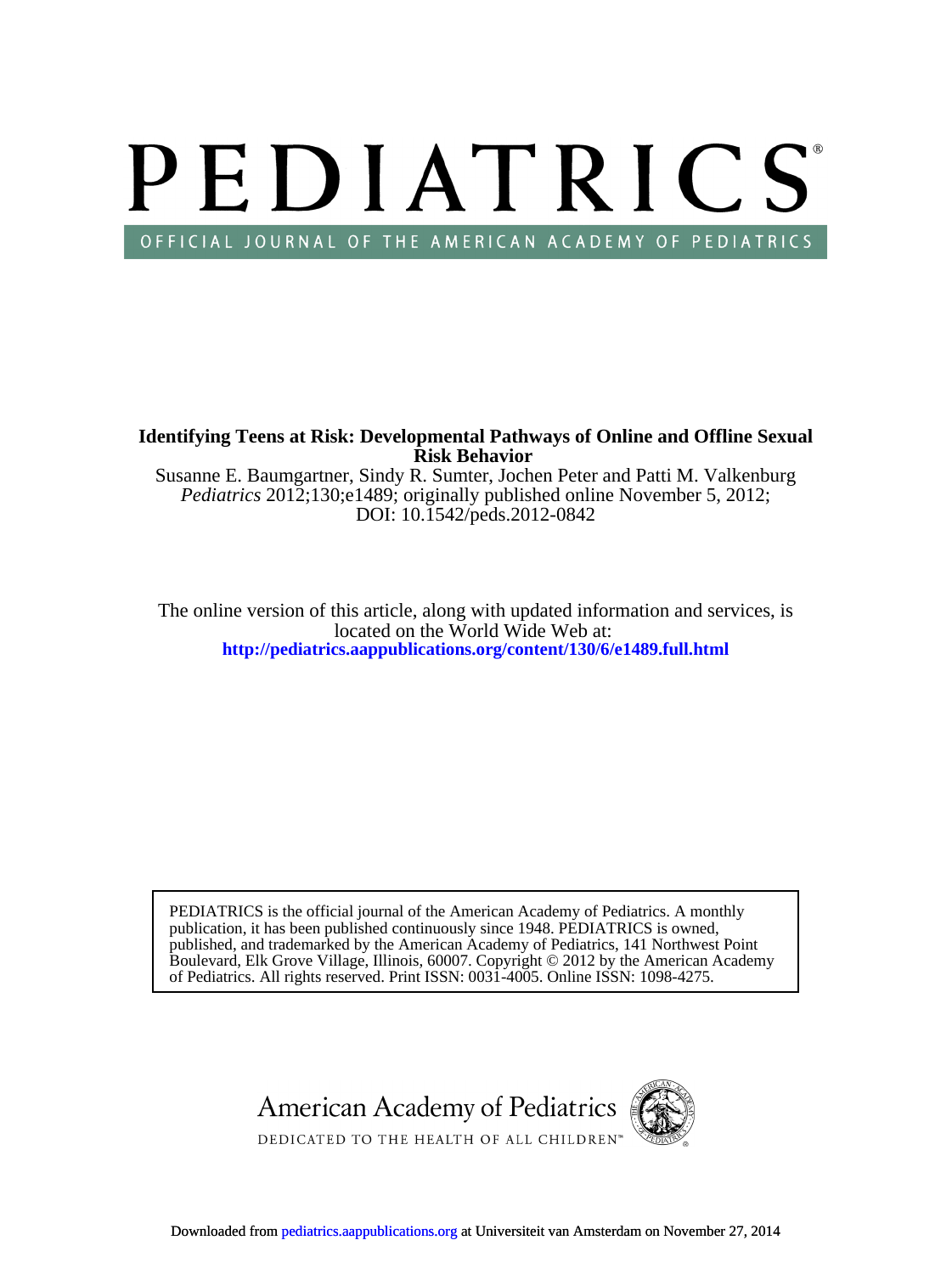# PEDIATRICS

OFFICIAL JOURNAL OF THE AMERICAN ACADEMY OF PEDIATRICS

**Identifying Teens at Risk: Developmental Pathways of Online and Offline Sexual Risk Behavior**

Susanne E. Baumgartner, Sindy R. Sumter, Jochen Peter and Patti M. Valkenburg

*Pediatrics* 2012;130;e1489; originally published online November 5, 2012;

DOI: 10.1542/peds.2012-0842

The online version of this article, along with updated information and services, is located on the World Wide Web at:

**http://pediatrics.aappublications.org/content/130/6/e1489.full.html**

PEDIATRICS is the official journal of the American Academy of Pediatrics. A monthly publication, it has been published continuously since 1948. PEDIATRICS is owned, published, and trademarked by the American Academy of Pediatrics, 141 Northwest Point Boulevard, Elk Grove Village, Illinois, 60007. Copyright © 2012 by the American Academy of Pediatrics. All rights reserved. Print ISSN: 0031-4005. Online ISSN: 1098-4275.

American Academy of Pediatrics

DEDICATED TO THE HEALTH OF ALL CHILDREN™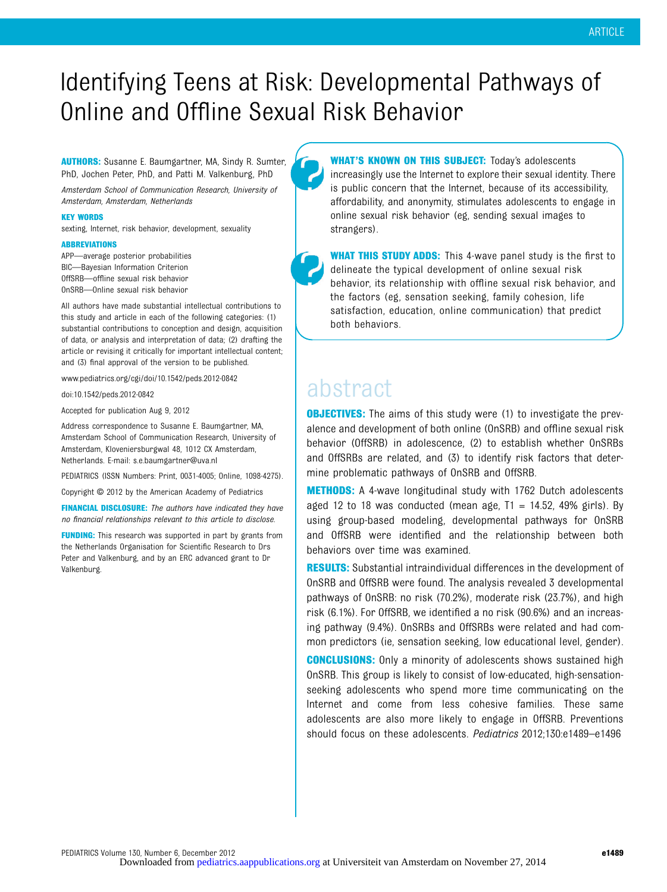# Identifying Teens at Risk: Developmental Pathways of Online and Offline Sexual Risk Behavior

**AUTHORS:** Susanne E. Baumgartner, MA, Sindy R. Sumter, PhD, Jochen Peter, PhD, and Patti M. Valkenburg, PhD

*Amsterdam School of Communication Research, University of Amsterdam, Amsterdam, Netherlands*

**KEY WORDS**

sexting, Internet, risk behavior, development, sexuality

**ABBREVIATIONS**

APP—average posterior probabilities
BIC—Bayesian Information Criterion
OffSRB—offline sexual risk behavior
OnSRB—Online sexual risk behavior

All authors have made substantial intellectual contributions to this study and article in each of the following categories: (1) substantial contributions to conception and design, acquisition of data, or analysis and interpretation of data; (2) drafting the article or revising it critically for important intellectual content; and (3) final approval of the version to be published.

www.pediatrics.org/cgi/doi/10.1542/peds.2012-0842

doi:10.1542/peds.2012-0842

Accepted for publication Aug 9, 2012

Address correspondence to Susanne E. Baumgartner, MA, Amsterdam School of Communication Research, University of Amsterdam, Kloveniersburgwal 48, 1012 CX Amsterdam, Netherlands. E-mail: s.e.baumgartner@uva.nl

PEDIATRICS (ISSN Numbers: Print, 0031-4005; Online, 1098-4275).

Copyright © 2012 by the American Academy of Pediatrics

**FINANCIAL DISCLOSURE:** *The authors have indicated they have no financial relationships relevant to this article to disclose.*

**FUNDING:** This research was supported in part by grants from the Netherlands Organisation for Scientific Research to Drs Peter and Valkenburg, and by an ERC advanced grant to Dr Valkenburg.

**WHAT'S KNOWN ON THIS SUBJECT:** Today's adolescents increasingly use the Internet to explore their sexual identity. There is public concern that the Internet, because of its accessibility, affordability, and anonymity, stimulates adolescents to engage in online sexual risk behavior (eg, sending sexual images to strangers).

**WHAT THIS STUDY ADDS:** This 4-wave panel study is the first to delineate the typical development of online sexual risk behavior, its relationship with offline sexual risk behavior, and the factors (eg, sensation seeking, family cohesion, life satisfaction, education, online communication) that predict both behaviors.

## abstract

**OBJECTIVES:** The aims of this study were (1) to investigate the prevalence and development of both online (OnSRB) and offline sexual risk behavior (OffSRB) in adolescence, (2) to establish whether OnSRBs and OffSRBs are related, and (3) to identify risk factors that determine problematic pathways of OnSRB and OffSRB.

**METHODS:** A 4-wave longitudinal study with 1762 Dutch adolescents aged 12 to 18 was conducted (mean age, T1 = 14.52, 49% girls). By using group-based modeling, developmental pathways for OnSRB and OffSRB were identified and the relationship between both behaviors over time was examined.

**RESULTS:** Substantial intraindividual differences in the development of OnSRB and OffSRB were found. The analysis revealed 3 developmental pathways of OnSRB: no risk (70.2%), moderate risk (23.7%), and high risk (6.1%). For OffSRB, we identified a no risk (90.6%) and an increasing pathway (9.4%). OnSRBs and OffSRBs were related and had common predictors (ie, sensation seeking, low educational level, gender).

**CONCLUSIONS:** Only a minority of adolescents shows sustained high OnSRB. This group is likely to consist of low-educated, high-sensation-seeking adolescents who spend more time communicating on the Internet and come from less cohesive families. These same adolescents are also more likely to engage in OffSRB. Preventions should focus on these adolescents. *Pediatrics* 2012;130:e1489–e1496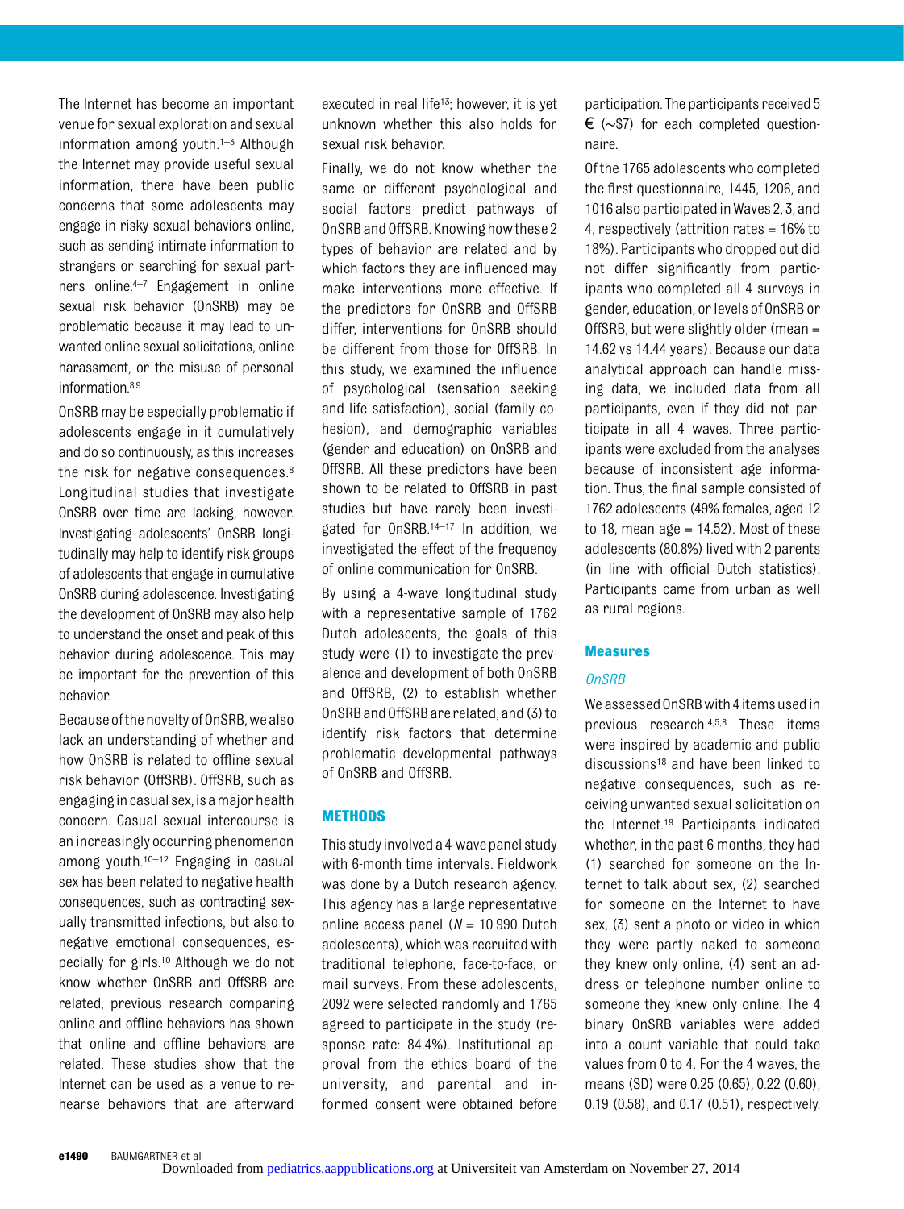The Internet has become an important venue for sexual exploration and sexual information among youth.[1–3] Although the Internet may provide useful sexual information, there have been public concerns that some adolescents may engage in risky sexual behaviors online, such as sending intimate information to strangers or searching for sexual partners online.[4–7] Engagement in online sexual risk behavior (OnSRB) may be problematic because it may lead to unwanted online sexual solicitations, online harassment, or the misuse of personal information.[8,9]

OnSRB may be especially problematic if adolescents engage in it cumulatively and do so continuously, as this increases the risk for negative consequences.[8] Longitudinal studies that investigate OnSRB over time are lacking, however. Investigating adolescents' OnSRB longitudinally may help to identify risk groups of adolescents that engage in cumulative OnSRB during adolescence. Investigating the development of OnSRB may also help to understand the onset and peak of this behavior during adolescence. This may be important for the prevention of this behavior.

Because of the novelty of OnSRB, we also lack an understanding of whether and how OnSRB is related to offline sexual risk behavior (OffSRB). OffSRB, such as engaging in casual sex, is a major health concern. Casual sexual intercourse is an increasingly occurring phenomenon among youth.[10–12] Engaging in casual sex has been related to negative health consequences, such as contracting sexually transmitted infections, but also to negative emotional consequences, especially for girls.[10] Although we do not know whether OnSRB and OffSRB are related, previous research comparing online and offline behaviors has shown that online and offline behaviors are related. These studies show that the Internet can be used as a venue to rehearse behaviors that are afterward executed in real life[13]; however, it is yet unknown whether this also holds for sexual risk behavior.

Finally, we do not know whether the same or different psychological and social factors predict pathways of OnSRB and OffSRB. Knowing how these 2 types of behavior are related and by which factors they are influenced may make interventions more effective. If the predictors for OnSRB and OffSRB differ, interventions for OnSRB should be different from those for OffSRB. In this study, we examined the influence of psychological (sensation seeking and life satisfaction), social (family cohesion), and demographic variables (gender and education) on OnSRB and OffSRB. All these predictors have been shown to be related to OffSRB in past studies but have rarely been investigated for OnSRB.[14–17] In addition, we investigated the effect of the frequency of online communication for OnSRB.

By using a 4-wave longitudinal study with a representative sample of 1762 Dutch adolescents, the goals of this study were (1) to investigate the prevalence and development of both OnSRB and OffSRB, (2) to establish whether OnSRB and OffSRB are related, and (3) to identify risk factors that determine problematic developmental pathways of OnSRB and OffSRB.

## METHODS

This study involved a 4-wave panel study with 6-month time intervals. Fieldwork was done by a Dutch research agency. This agency has a large representative online access panel (*N* = 10 990 Dutch adolescents), which was recruited with traditional telephone, face-to-face, or mail surveys. From these adolescents, 2092 were selected randomly and 1765 agreed to participate in the study (response rate: 84.4%). Institutional approval from the ethics board of the university, and parental and informed consent were obtained before participation. The participants received 5 € (∼$7) for each completed questionnaire.

Of the 1765 adolescents who completed the first questionnaire, 1445, 1206, and 1016 also participated in Waves 2, 3, and 4, respectively (attrition rates = 16% to 18%). Participants who dropped out did not differ significantly from participants who completed all 4 surveys in gender, education, or levels of OnSRB or OffSRB, but were slightly older (mean = 14.62 vs 14.44 years). Because our data analytical approach can handle missing data, we included data from all participants, even if they did not participate in all 4 waves. Three participants were excluded from the analyses because of inconsistent age information. Thus, the final sample consisted of 1762 adolescents (49% females, aged 12 to 18, mean age = 14.52). Most of these adolescents (80.8%) lived with 2 parents (in line with official Dutch statistics). Participants came from urban as well as rural regions.

### Measures

#### *OnSRB*

We assessed OnSRB with 4 items used in previous research.[4,5,8] These items were inspired by academic and public discussions[18] and have been linked to negative consequences, such as receiving unwanted sexual solicitation on the Internet.[19] Participants indicated whether, in the past 6 months, they had (1) searched for someone on the Internet to talk about sex, (2) searched for someone on the Internet to have sex, (3) sent a photo or video in which they were partly naked to someone they knew only online, (4) sent an address or telephone number online to someone they knew only online. The 4 binary OnSRB variables were added into a count variable that could take values from 0 to 4. For the 4 waves, the means (SD) were 0.25 (0.65), 0.22 (0.60), 0.19 (0.58), and 0.17 (0.51), respectively.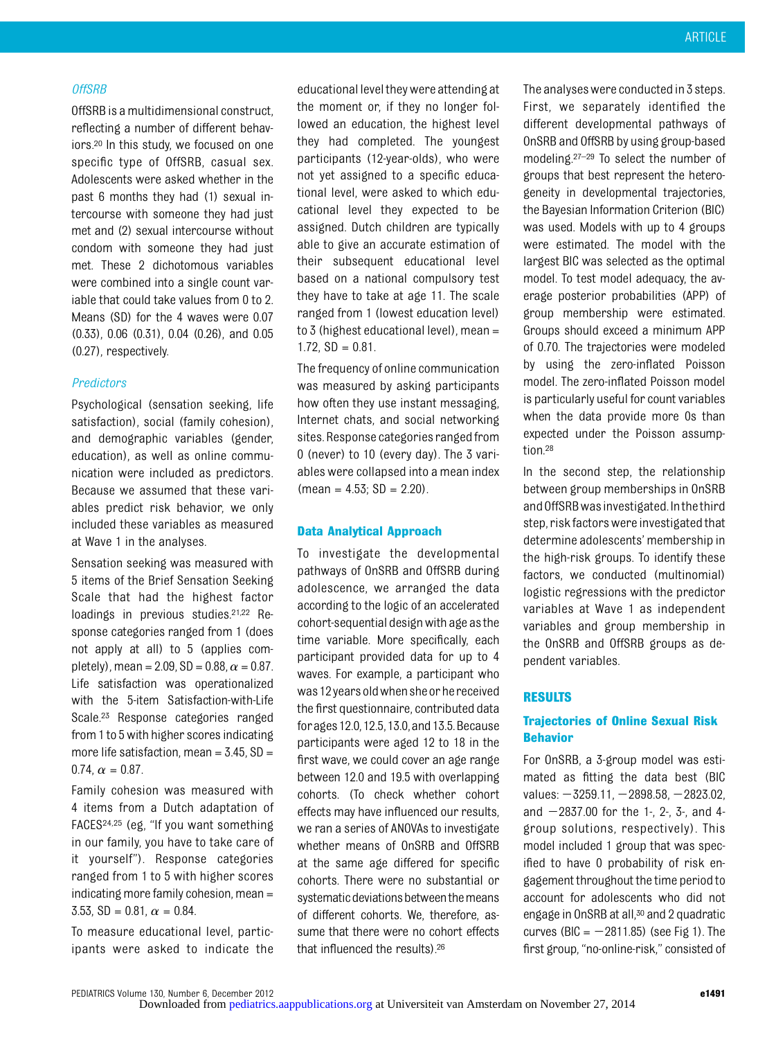*OffSRB*

OffSRB is a multidimensional construct, reflecting a number of different behaviors.[20] In this study, we focused on one specific type of OffSRB, casual sex. Adolescents were asked whether in the past 6 months they had (1) sexual intercourse with someone they had just met and (2) sexual intercourse without condom with someone they had just met. These 2 dichotomous variables were combined into a single count variable that could take values from 0 to 2. Means (SD) for the 4 waves were 0.07 (0.33), 0.06 (0.31), 0.04 (0.26), and 0.05 (0.27), respectively.

*Predictors*

Psychological (sensation seeking, life satisfaction), social (family cohesion), and demographic variables (gender, education), as well as online communication were included as predictors. Because we assumed that these variables predict risk behavior, we only included these variables as measured at Wave 1 in the analyses.

Sensation seeking was measured with 5 items of the Brief Sensation Seeking Scale that had the highest factor loadings in previous studies.[21,22] Response categories ranged from 1 (does not apply at all) to 5 (applies completely), mean = 2.09, SD = 0.88, $\alpha = 0.87$. Life satisfaction was operationalized with the 5-item Satisfaction-with-Life Scale.[23] Response categories ranged from 1 to 5 with higher scores indicating more life satisfaction, mean = 3.45, SD = 0.74, $\alpha = 0.87$.

Family cohesion was measured with 4 items from a Dutch adaptation of FACES[24,25] (eg, "If you want something in our family, you have to take care of it yourself"). Response categories ranged from 1 to 5 with higher scores indicating more family cohesion, mean = 3.53, SD = 0.81, $\alpha = 0.84$.

To measure educational level, participants were asked to indicate the educational level they were attending at the moment or, if they no longer followed an education, the highest level they had completed. The youngest participants (12-year-olds), who were not yet assigned to a specific educational level, were asked to which educational level they expected to be assigned. Dutch children are typically able to give an accurate estimation of their subsequent educational level based on a national compulsory test they have to take at age 11. The scale ranged from 1 (lowest education level) to 3 (highest educational level), mean = 1.72, SD = 0.81.

The frequency of online communication was measured by asking participants how often they use instant messaging, Internet chats, and social networking sites. Response categories ranged from 0 (never) to 10 (every day). The 3 variables were collapsed into a mean index (mean = 4.53; SD = 2.20).

### Data Analytical Approach

To investigate the developmental pathways of OnSRB and OffSRB during adolescence, we arranged the data according to the logic of an accelerated cohort-sequential design with age as the time variable. More specifically, each participant provided data for up to 4 waves. For example, a participant who was 12 years old when she or he received the first questionnaire, contributed data for ages 12.0, 12.5, 13.0, and 13.5. Because participants were aged 12 to 18 in the first wave, we could cover an age range between 12.0 and 19.5 with overlapping cohorts. (To check whether cohort effects may have influenced our results, we ran a series of ANOVAs to investigate whether means of OnSRB and OffSRB at the same age differed for specific cohorts. There were no substantial or systematic deviations between the means of different cohorts. We, therefore, assume that there were no cohort effects that influenced the results).[26]

The analyses were conducted in 3 steps. First, we separately identified the different developmental pathways of OnSRB and OffSRB by using group-based modeling.[27–29] To select the number of groups that best represent the heterogeneity in developmental trajectories, the Bayesian Information Criterion (BIC) was used. Models with up to 4 groups were estimated. The model with the largest BIC was selected as the optimal model. To test model adequacy, the average posterior probabilities (APP) of group membership were estimated. Groups should exceed a minimum APP of 0.70. The trajectories were modeled by using the zero-inflated Poisson model. The zero-inflated Poisson model is particularly useful for count variables when the data provide more 0s than expected under the Poisson assumption.[28]

In the second step, the relationship between group memberships in OnSRB and OffSRB was investigated. In the third step, risk factors were investigated that determine adolescents' membership in the high-risk groups. To identify these factors, we conducted (multinomial) logistic regressions with the predictor variables at Wave 1 as independent variables and group membership in the OnSRB and OffSRB groups as dependent variables.

## RESULTS

### Trajectories of Online Sexual Risk Behavior

For OnSRB, a 3-group model was estimated as fitting the data best (BIC values: −3259.11, −2898.58, −2823.02, and −2837.00 for the 1-, 2-, 3-, and 4-group solutions, respectively). This model included 1 group that was specified to have 0 probability of risk engagement throughout the time period to account for adolescents who did not engage in OnSRB at all,[30] and 2 quadratic curves (BIC = −2811.85) (see Fig 1). The first group, "no-online-risk," consisted of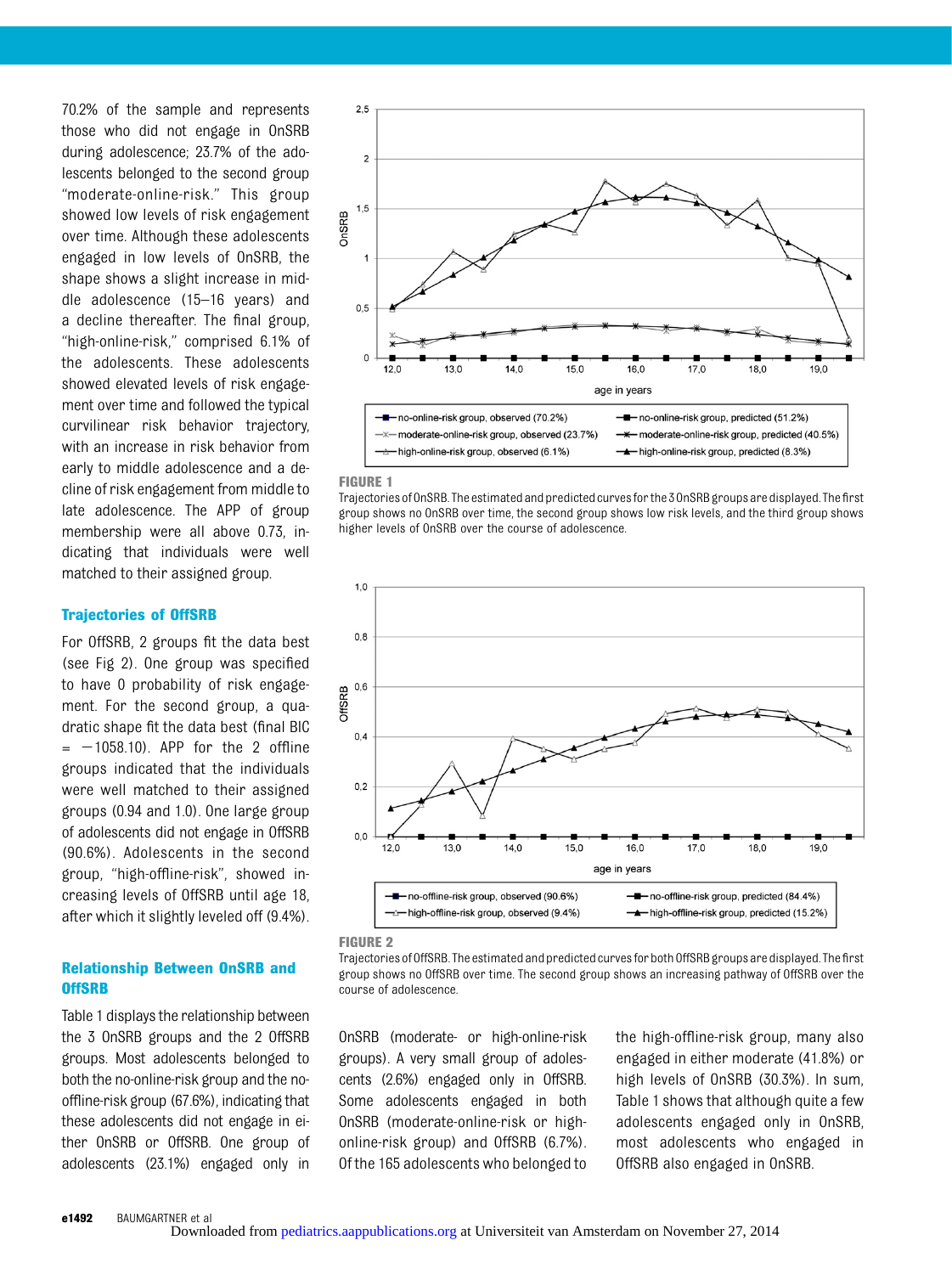70.2% of the sample and represents those who did not engage in OnSRB during adolescence; 23.7% of the adolescents belonged to the second group "moderate-online-risk." This group showed low levels of risk engagement over time. Although these adolescents engaged in low levels of OnSRB, the shape shows a slight increase in middle adolescence (15–16 years) and a decline thereafter. The final group, "high-online-risk," comprised 6.1% of the adolescents. These adolescents showed elevated levels of risk engagement over time and followed the typical curvilinear risk behavior trajectory, with an increase in risk behavior from early to middle adolescence and a decline of risk engagement from middle to late adolescence. The APP of group membership were all above 0.73, indicating that individuals were well matched to their assigned group.

### Trajectories of OffSRB

For OffSRB, 2 groups fit the data best (see Fig 2). One group was specified to have 0 probability of risk engagement. For the second group, a quadratic shape fit the data best (final BIC = −1058.10). APP for the 2 offline groups indicated that the individuals were well matched to their assigned groups (0.94 and 1.0). One large group of adolescents did not engage in OffSRB (90.6%). Adolescents in the second group, "high-offline-risk", showed increasing levels of OffSRB until age 18, after which it slightly leveled off (9.4%).

### Relationship Between OnSRB and OffSRB

Table 1 displays the relationship between the 3 OnSRB groups and the 2 OffSRB groups. Most adolescents belonged to both the no-online-risk group and the no-offline-risk group (67.6%), indicating that these adolescents did not engage in either OnSRB or OffSRB. One group of adolescents (23.1%) engaged only in OnSRB (moderate- or high-online-risk groups). A very small group of adolescents (2.6%) engaged only in OffSRB. Some adolescents engaged in both OnSRB (moderate-online-risk or high-online-risk group) and OffSRB (6.7%). Of the 165 adolescents who belonged to the high-offline-risk group, many also engaged in either moderate (41.8%) or high levels of OnSRB (30.3%). In sum, Table 1 shows that although quite a few adolescents engaged only in OnSRB, most adolescents who engaged in OffSRB also engaged in OnSRB.

**FIGURE 1**

Trajectories of OnSRB. The estimated and predicted curves for the 3 OnSRB groups are displayed. The first group shows no OnSRB over time, the second group shows low risk levels, and the third group shows higher levels of OnSRB over the course of adolescence.

**FIGURE 2**

Trajectories of OffSRB. The estimated and predicted curves for both OffSRB groups are displayed. The first group shows no OffSRB over time. The second group shows an increasing pathway of OffSRB over the course of adolescence.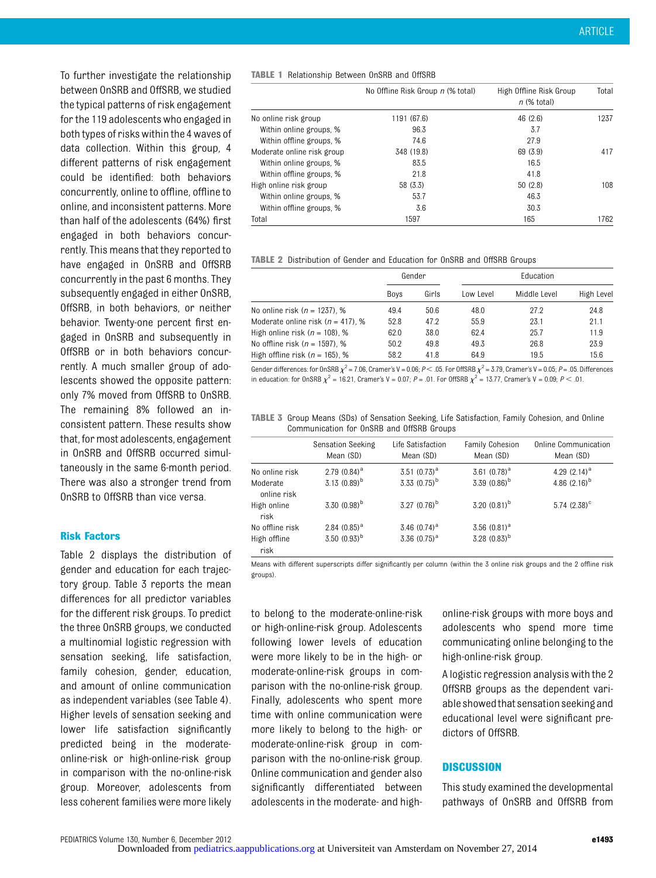To further investigate the relationship between OnSRB and OffSRB, we studied the typical patterns of risk engagement for the 119 adolescents who engaged in both types of risks within the 4 waves of data collection. Within this group, 4 different patterns of risk engagement could be identified: both behaviors concurrently, online to offline, offline to online, and inconsistent patterns. More than half of the adolescents (64%) first engaged in both behaviors concurrently. This means that they reported to have engaged in OnSRB and OffSRB concurrently in the past 6 months. They subsequently engaged in either OnSRB, OffSRB, in both behaviors, or neither behavior. Twenty-one percent first engaged in OnSRB and subsequently in OffSRB or in both behaviors concurrently. A much smaller group of adolescents showed the opposite pattern: only 7% moved from OffSRB to OnSRB. The remaining 8% followed an inconsistent pattern. These results show that, for most adolescents, engagement in OnSRB and OffSRB occurred simultaneously in the same 6-month period. There was also a stronger trend from OnSRB to OffSRB than vice versa.

**TABLE 1** Relationship Between OnSRB and OffSRB

| | No Offline Risk Group $n$ (% total) | High Offline Risk Group $n$ (% total) | Total |
|---|---|---|---|
| No online risk group | 1191 (67.6) | 46 (2.6) | 1237 |
| Within online groups, % | 96.3 | 3.7 | |
| Within offline groups, % | 74.6 | 27.9 | |
| Moderate online risk group | 348 (19.8) | 69 (3.9) | 417 |
| Within online groups, % | 83.5 | 16.5 | |
| Within offline groups, % | 21.8 | 41.8 | |
| High online risk group | 58 (3.3) | 50 (2.8) | 108 |
| Within online groups, % | 53.7 | 46.3 | |
| Within offline groups, % | 3.6 | 30.3 | |
| Total | 1597 | 165 | 1762 |

**TABLE 2** Distribution of Gender and Education for OnSRB and OffSRB Groups

| | Gender | | Education | | |
|---|---|---|---|---|---|
| | Boys | Girls | Low Level | Middle Level | High Level |
| No online risk ($n$ = 1237), % | 49.4 | 50.6 | 48.0 | 27.2 | 24.8 |
| Moderate online risk ($n$ = 417), % | 52.8 | 47.2 | 55.9 | 23.1 | 21.1 |
| High online risk ($n$ = 108), % | 62.0 | 38.0 | 62.4 | 25.7 | 11.9 |
| No offline risk ($n$ = 1597), % | 50.2 | 49.8 | 49.3 | 26.8 | 23.9 |
| High offline risk ($n$ = 165), % | 58.2 | 41.8 | 64.9 | 19.5 | 15.6 |

Gender differences: for OnSRB $\chi^2$ = 7.06, Cramer's V = 0.06; $P < .05$. For OffSRB $\chi^2$ = 3.79, Cramer's V = 0.05; $P = .05$. Differences in education: for OnSRB $\chi^2$ = 16.21, Cramer's V = 0.07; $P = .01$. For OffSRB $\chi^2$ = 13.77, Cramer's V = 0.09; $P < .01$.

**TABLE 3** Group Means (SDs) of Sensation Seeking, Life Satisfaction, Family Cohesion, and Online Communication for OnSRB and OffSRB Groups

| | Sensation Seeking Mean (SD) | Life Satisfaction Mean (SD) | Family Cohesion Mean (SD) | Online Communication Mean (SD) |
|---|---|---|---|---|
| No online risk | 2.79 (0.84)[a] | 3.51 (0.73)[a] | 3.61 (0.78)[a] | 4.29 (2.14)[a] |
| Moderate online risk | 3.13 (0.89)[b] | 3.33 (0.75)[b] | 3.39 (0.86)[b] | 4.86 (2.16)[b] |
| High online risk | 3.30 (0.98)[b] | 3.27 (0.76)[b] | 3.20 (0.81)[b] | 5.74 (2.38)[c] |
| No offline risk | 2.84 (0.85)[a] | 3.46 (0.74)[a] | 3.56 (0.81)[a] | |
| High offline risk | 3.50 (0.93)[b] | 3.36 (0.75)[a] | 3.28 (0.83)[b] | |

Means with different superscripts differ significantly per column (within the 3 online risk groups and the 2 offline risk groups).

## Risk Factors

Table 2 displays the distribution of gender and education for each trajectory group. Table 3 reports the mean differences for all predictor variables for the different risk groups. To predict the three OnSRB groups, we conducted a multinomial logistic regression with sensation seeking, life satisfaction, family cohesion, gender, education, and amount of online communication as independent variables (see Table 4). Higher levels of sensation seeking and lower life satisfaction significantly predicted being in the moderate-online-risk or high-online-risk group in comparison with the no-online-risk group. Moreover, adolescents from less coherent families were more likely to belong to the moderate-online-risk or high-online-risk group. Adolescents following lower levels of education were more likely to be in the high- or moderate-online-risk groups in comparison with the no-online-risk group. Finally, adolescents who spent more time with online communication were more likely to belong to the high- or moderate-online-risk group in comparison with the no-online-risk group. Online communication and gender also significantly differentiated between adolescents in the moderate- and high-online-risk groups with more boys and adolescents who spend more time communicating online belonging to the high-online-risk group.

A logistic regression analysis with the 2 OffSRB groups as the dependent variable showed that sensation seeking and educational level were significant predictors of OffSRB.

## DISCUSSION

This study examined the developmental pathways of OnSRB and OffSRB from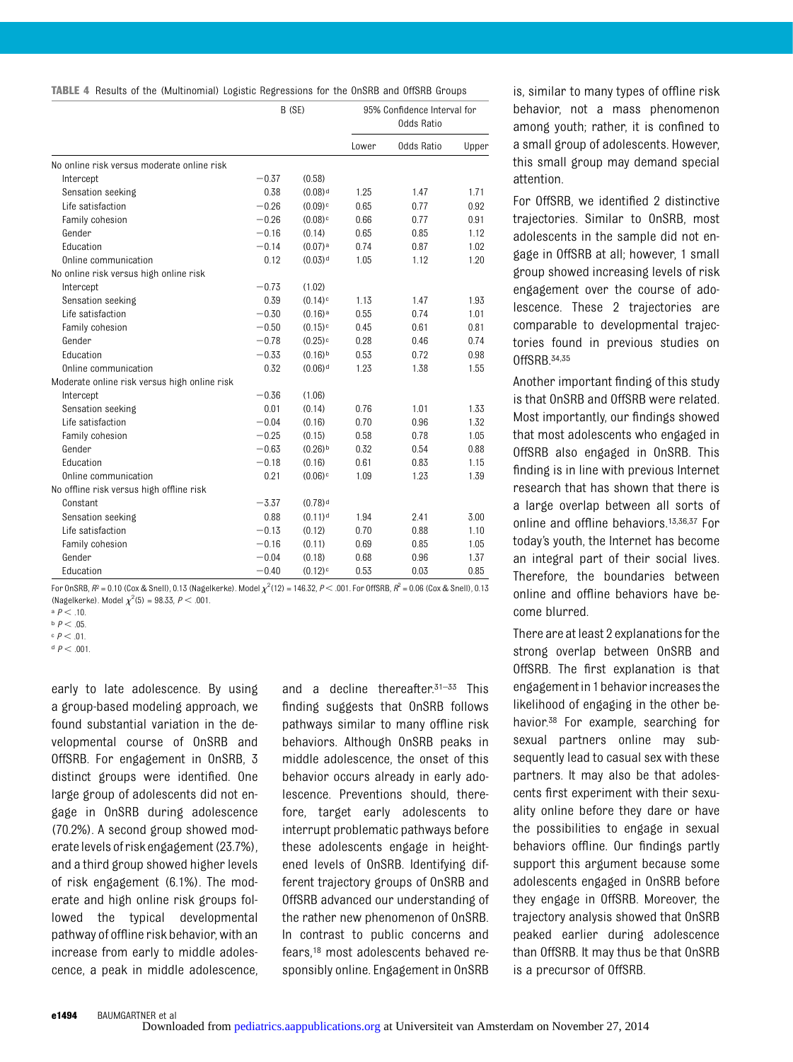**TABLE 4** Results of the (Multinomial) Logistic Regressions for the OnSRB and OffSRB Groups

| | B (SE) | | 95% Confidence Interval for Odds Ratio | | |
|---|---|---|---|---|---|
| | | | Lower | Odds Ratio | Upper |
| No online risk versus moderate online risk | | | | | |
| Intercept | −0.37 | (0.58) | | | |
| Sensation seeking | 0.38 | (0.08)[d] | 1.25 | 1.47 | 1.71 |
| Life satisfaction | −0.26 | (0.09)[c] | 0.65 | 0.77 | 0.92 |
| Family cohesion | −0.26 | (0.08)[c] | 0.66 | 0.77 | 0.91 |
| Gender | −0.16 | (0.14) | 0.65 | 0.85 | 1.12 |
| Education | −0.14 | (0.07)[a] | 0.74 | 0.87 | 1.02 |
| Online communication | 0.12 | (0.03)[d] | 1.05 | 1.12 | 1.20 |
| No online risk versus high online risk | | | | | |
| Intercept | −0.73 | (1.02) | | | |
| Sensation seeking | 0.39 | (0.14)[c] | 1.13 | 1.47 | 1.93 |
| Life satisfaction | −0.30 | (0.16)[a] | 0.55 | 0.74 | 1.01 |
| Family cohesion | −0.50 | (0.15)[c] | 0.45 | 0.61 | 0.81 |
| Gender | −0.78 | (0.25)[c] | 0.28 | 0.46 | 0.74 |
| Education | −0.33 | (0.16)[b] | 0.53 | 0.72 | 0.98 |
| Online communication | 0.32 | (0.06)[d] | 1.23 | 1.38 | 1.55 |
| Moderate online risk versus high online risk | | | | | |
| Intercept | −0.36 | (1.06) | | | |
| Sensation seeking | 0.01 | (0.14) | 0.76 | 1.01 | 1.33 |
| Life satisfaction | −0.04 | (0.16) | 0.70 | 0.96 | 1.32 |
| Family cohesion | −0.25 | (0.15) | 0.58 | 0.78 | 1.05 |
| Gender | −0.63 | (0.26)[b] | 0.32 | 0.54 | 0.88 |
| Education | −0.18 | (0.16) | 0.61 | 0.83 | 1.15 |
| Online communication | 0.21 | (0.06)[c] | 1.09 | 1.23 | 1.39 |
| No offline risk versus high offline risk | | | | | |
| Constant | −3.37 | (0.78)[d] | | | |
| Sensation seeking | 0.88 | (0.11)[d] | 1.94 | 2.41 | 3.00 |
| Life satisfaction | −0.13 | (0.12) | 0.70 | 0.88 | 1.10 |
| Family cohesion | −0.16 | (0.11) | 0.69 | 0.85 | 1.05 |
| Gender | −0.04 | (0.18) | 0.68 | 0.96 | 1.37 |
| Education | −0.40 | (0.12)[c] | 0.53 | 0.03 | 0.85 |

For OnSRB, $R^2$ = 0.10 (Cox & Snell), 0.13 (Nagelkerke). Model $\chi^2(12)$ = 146.32, $P < .001$. For OffSRB, $R^2$ = 0.06 (Cox & Snell), 0.13 (Nagelkerke). Model $\chi^2(5)$ = 98.33, $P < .001$.

[a] $P < .10$.

[b] $P < .05$.

[c] $P < .01$.

[d] $P < .001$.

early to late adolescence. By using a group-based modeling approach, we found substantial variation in the developmental course of OnSRB and OffSRB. For engagement in OnSRB, 3 distinct groups were identified. One large group of adolescents did not engage in OnSRB during adolescence (70.2%). A second group showed moderate levels of risk engagement (23.7%), and a third group showed higher levels of risk engagement (6.1%). The moderate and high online risk groups followed the typical developmental pathway of offline risk behavior, with an increase from early to middle adolescence, a peak in middle adolescence, and a decline thereafter.[31–33] This finding suggests that OnSRB follows pathways similar to many offline risk behaviors. Although OnSRB peaks in middle adolescence, the onset of this behavior occurs already in early adolescence. Preventions should, therefore, target early adolescents to interrupt problematic pathways before these adolescents engage in heightened levels of OnSRB. Identifying different trajectory groups of OnSRB and OffSRB advanced our understanding of the rather new phenomenon of OnSRB. In contrast to public concerns and fears,[18] most adolescents behaved responsibly online. Engagement in OnSRB is, similar to many types of offline risk behavior, not a mass phenomenon among youth; rather, it is confined to a small group of adolescents. However, this small group may demand special attention.

For OffSRB, we identified 2 distinctive trajectories. Similar to OnSRB, most adolescents in the sample did not engage in OffSRB at all; however, 1 small group showed increasing levels of risk engagement over the course of adolescence. These 2 trajectories are comparable to developmental trajectories found in previous studies on OffSRB.[34,35]

Another important finding of this study is that OnSRB and OffSRB were related. Most importantly, our findings showed that most adolescents who engaged in OffSRB also engaged in OnSRB. This finding is in line with previous Internet research that has shown that there is a large overlap between all sorts of online and offline behaviors.[13,36,37] For today's youth, the Internet has become an integral part of their social lives. Therefore, the boundaries between online and offline behaviors have become blurred.

There are at least 2 explanations for the strong overlap between OnSRB and OffSRB. The first explanation is that engagement in 1 behavior increases the likelihood of engaging in the other behavior.[38] For example, searching for sexual partners online may subsequently lead to casual sex with these partners. It may also be that adolescents first experiment with their sexuality online before they dare or have the possibilities to engage in sexual behaviors offline. Our findings partly support this argument because some adolescents engaged in OnSRB before they engage in OffSRB. Moreover, the trajectory analysis showed that OnSRB peaked earlier during adolescence than OffSRB. It may thus be that OnSRB is a precursor of OffSRB.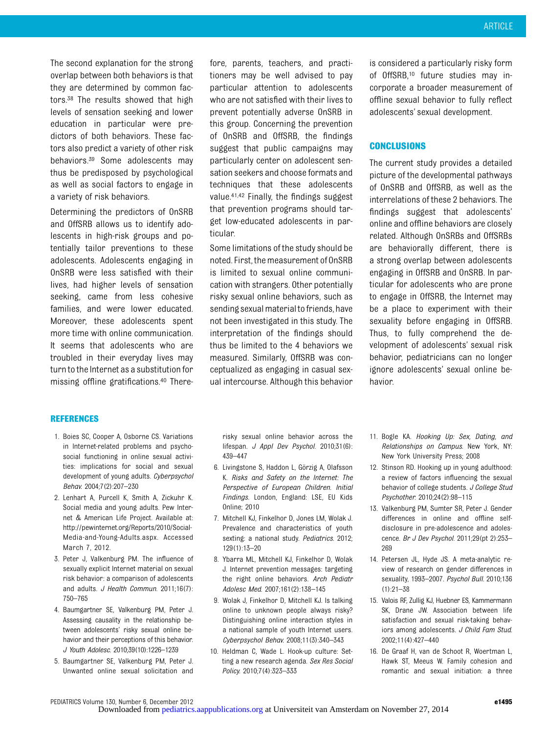The second explanation for the strong overlap between both behaviors is that they are determined by common factors.[38] The results showed that high levels of sensation seeking and lower education in particular were predictors of both behaviors. These factors also predict a variety of other risk behaviors.[39] Some adolescents may thus be predisposed by psychological as well as social factors to engage in a variety of risk behaviors.

Determining the predictors of OnSRB and OffSRB allows us to identify adolescents in high-risk groups and potentially tailor preventions to these adolescents. Adolescents engaging in OnSRB were less satisfied with their lives, had higher levels of sensation seeking, came from less cohesive families, and were lower educated. Moreover, these adolescents spent more time with online communication. It seems that adolescents who are troubled in their everyday lives may turn to the Internet as a substitution for missing offline gratifications.[40] Therefore, parents, teachers, and practitioners may be well advised to pay particular attention to adolescents who are not satisfied with their lives to prevent potentially adverse OnSRB in this group. Concerning the prevention of OnSRB and OffSRB, the findings suggest that public campaigns may particularly center on adolescent sensation seekers and choose formats and techniques that these adolescents value.[41,42] Finally, the findings suggest that prevention programs should target low-educated adolescents in particular.

Some limitations of the study should be noted. First, the measurement of OnSRB is limited to sexual online communication with strangers. Other potentially risky sexual online behaviors, such as sending sexual material to friends, have not been investigated in this study. The interpretation of the findings should thus be limited to the 4 behaviors we measured. Similarly, OffSRB was conceptualized as engaging in casual sexual intercourse. Although this behavior is considered a particularly risky form of OffSRB,[10] future studies may incorporate a broader measurement of offline sexual behavior to fully reflect adolescents' sexual development.

## CONCLUSIONS

The current study provides a detailed picture of the developmental pathways of OnSRB and OffSRB, as well as the interrelations of these 2 behaviors. The findings suggest that adolescents' online and offline behaviors are closely related. Although OnSRBs and OffSRBs are behaviorally different, there is a strong overlap between adolescents engaging in OffSRB and OnSRB. In particular for adolescents who are prone to engage in OffSRB, the Internet may be a place to experiment with their sexuality before engaging in OffSRB. Thus, to fully comprehend the development of adolescents' sexual risk behavior, pediatricians can no longer ignore adolescents' sexual online behavior.

## REFERENCES

1. Boies SC, Cooper A, Osborne CS. Variations in Internet-related problems and psychosocial functioning in online sexual activities: implications for social and sexual development of young adults. *Cyberpsychol Behav.* 2004;7(2):207–230
2. Lenhart A, Purcell K, Smith A, Zickuhr K. Social media and young adults. Pew Internet & American Life Project. Available at: http://pewinternet.org/Reports/2010/Social-Media-and-Young-Adults.aspx. Accessed March 7, 2012.
3. Peter J, Valkenburg PM. The influence of sexually explicit Internet material on sexual risk behavior: a comparison of adolescents and adults. *J Health Commun.* 2011;16(7):750–765
4. Baumgartner SE, Valkenburg PM, Peter J. Assessing causality in the relationship between adolescents' risky sexual online behavior and their perceptions of this behavior. *J Youth Adolesc.* 2010;39(10):1226–1239
5. Baumgartner SE, Valkenburg PM, Peter J. Unwanted online sexual solicitation and risky sexual online behavior across the lifespan. *J Appl Dev Psychol.* 2010;31(6):439–447
6. Livingstone S, Haddon L, Görzig A, Olafsson K. *Risks and Safety on the Internet: The Perspective of European Children. Initial Findings.* London, England: LSE, EU Kids Online; 2010
7. Mitchell KJ, Finkelhor D, Jones LM, Wolak J. Prevalence and characteristics of youth sexting: a national study. *Pediatrics.* 2012;129(1):13–20
8. Ybarra ML, Mitchell KJ, Finkelhor D, Wolak J. Internet prevention messages: targeting the right online behaviors. *Arch Pediatr Adolesc Med.* 2007;161(2):138–145
9. Wolak J, Finkelhor D, Mitchell KJ. Is talking online to unknown people always risky? Distinguishing online interaction styles in a national sample of youth Internet users. *Cyberpsychol Behav.* 2008;11(3):340–343
10. Heldman C, Wade L. Hook-up culture: Setting a new research agenda. *Sex Res Social Policy.* 2010;7(4):323–333
11. Bogle KA. *Hooking Up: Sex, Dating, and Relationships on Campus.* New York, NY: New York University Press; 2008
12. Stinson RD. Hooking up in young adulthood: a review of factors influencing the sexual behavior of college students. *J College Stud Psychother.* 2010;24(2):98–115
13. Valkenburg PM, Sumter SR, Peter J. Gender differences in online and offline self-disclosure in pre-adolescence and adolescence. *Br J Dev Psychol.* 2011;29(pt 2):253–269
14. Petersen JL, Hyde JS. A meta-analytic review of research on gender differences in sexuality, 1993–2007. *Psychol Bull.* 2010;136(1):21–38
15. Valois RF, Zullig KJ, Huebner ES, Kammermann SK, Drane JW. Association between life satisfaction and sexual risk-taking behaviors among adolescents. *J Child Fam Stud.* 2002;11(4):427–440
16. De Graaf H, van de Schoot R, Woertman L, Hawk ST, Meeus W. Family cohesion and romantic and sexual initiation: a three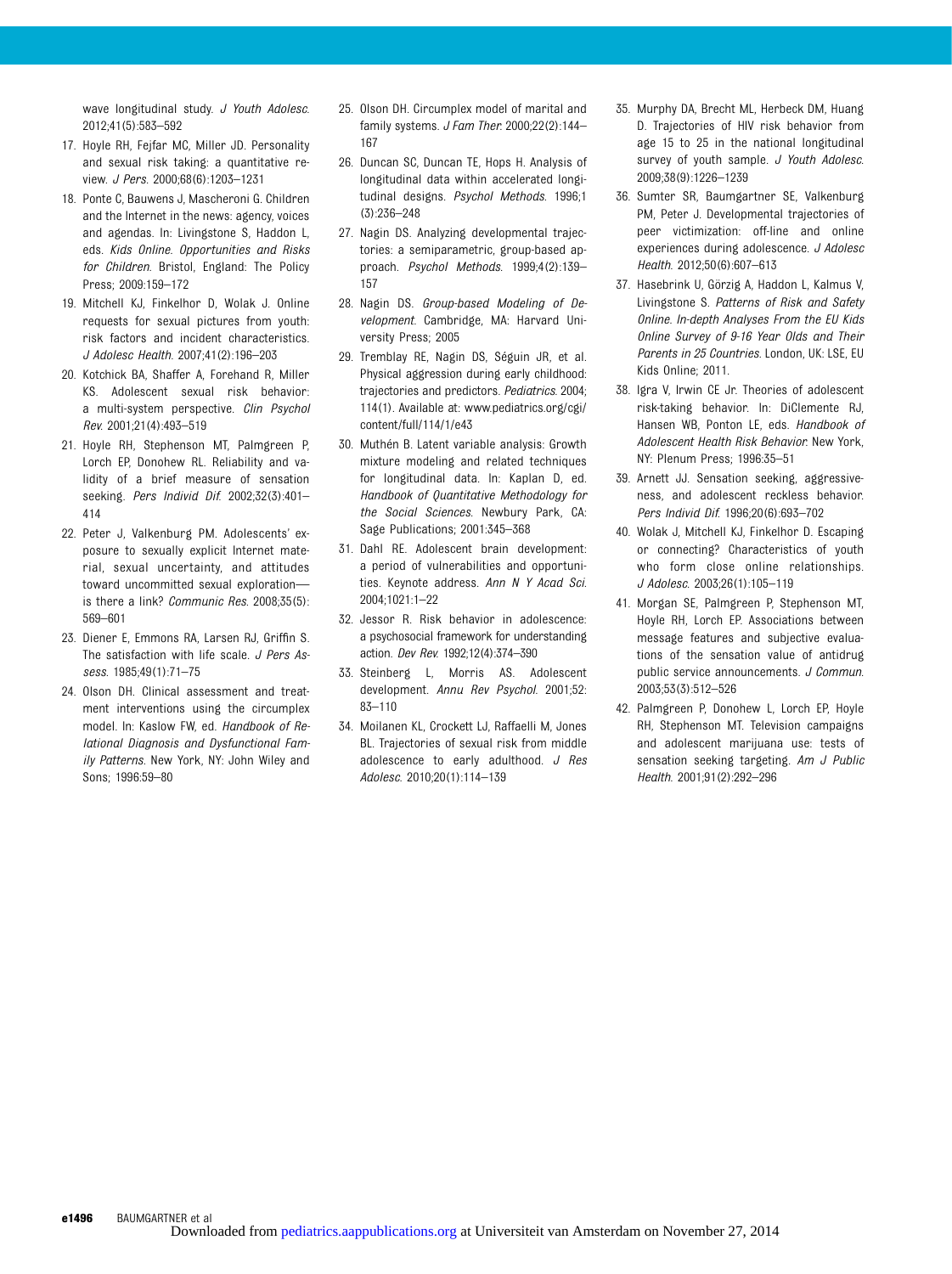wave longitudinal study. *J Youth Adolesc.* 2012;41(5):583–592

17. Hoyle RH, Fejfar MC, Miller JD. Personality and sexual risk taking: a quantitative review. *J Pers.* 2000;68(6):1203–1231
18. Ponte C, Bauwens J, Mascheroni G. Children and the Internet in the news: agency, voices and agendas. In: Livingstone S, Haddon L, eds. *Kids Online. Opportunities and Risks for Children.* Bristol, England: The Policy Press; 2009:159–172
19. Mitchell KJ, Finkelhor D, Wolak J. Online requests for sexual pictures from youth: risk factors and incident characteristics. *J Adolesc Health.* 2007;41(2):196–203
20. Kotchick BA, Shaffer A, Forehand R, Miller KS. Adolescent sexual risk behavior: a multi-system perspective. *Clin Psychol Rev.* 2001;21(4):493–519
21. Hoyle RH, Stephenson MT, Palmgreen P, Lorch EP, Donohew RL. Reliability and validity of a brief measure of sensation seeking. *Pers Individ Dif.* 2002;32(3):401–414
22. Peter J, Valkenburg PM. Adolescents' exposure to sexually explicit Internet material, sexual uncertainty, and attitudes toward uncommitted sexual exploration—is there a link? *Communic Res.* 2008;35(5):569–601
23. Diener E, Emmons RA, Larsen RJ, Griffin S. The satisfaction with life scale. *J Pers Assess.* 1985;49(1):71–75
24. Olson DH. Clinical assessment and treatment interventions using the circumplex model. In: Kaslow FW, ed. *Handbook of Relational Diagnosis and Dysfunctional Family Patterns.* New York, NY: John Wiley and Sons; 1996:59–80
25. Olson DH. Circumplex model of marital and family systems. *J Fam Ther.* 2000;22(2):144–167
26. Duncan SC, Duncan TE, Hops H. Analysis of longitudinal data within accelerated longitudinal designs. *Psychol Methods.* 1996;1(3):236–248
27. Nagin DS. Analyzing developmental trajectories: a semiparametric, group-based approach. *Psychol Methods.* 1999;4(2):139–157
28. Nagin DS. *Group-based Modeling of Development.* Cambridge, MA: Harvard University Press; 2005
29. Tremblay RE, Nagin DS, Séguin JR, et al. Physical aggression during early childhood: trajectories and predictors. *Pediatrics.* 2004;114(1). Available at: www.pediatrics.org/cgi/content/full/114/1/e43
30. Muthén B. Latent variable analysis: Growth mixture modeling and related techniques for longitudinal data. In: Kaplan D, ed. *Handbook of Quantitative Methodology for the Social Sciences.* Newbury Park, CA: Sage Publications; 2001:345–368
31. Dahl RE. Adolescent brain development: a period of vulnerabilities and opportunities. Keynote address. *Ann N Y Acad Sci.* 2004;1021:1–22
32. Jessor R. Risk behavior in adolescence: a psychosocial framework for understanding action. *Dev Rev.* 1992;12(4):374–390
33. Steinberg L, Morris AS. Adolescent development. *Annu Rev Psychol.* 2001;52:83–110
34. Moilanen KL, Crockett LJ, Raffaelli M, Jones BL. Trajectories of sexual risk from middle adolescence to early adulthood. *J Res Adolesc.* 2010;20(1):114–139
35. Murphy DA, Brecht ML, Herbeck DM, Huang D. Trajectories of HIV risk behavior from age 15 to 25 in the national longitudinal survey of youth sample. *J Youth Adolesc.* 2009;38(9):1226–1239
36. Sumter SR, Baumgartner SE, Valkenburg PM, Peter J. Developmental trajectories of peer victimization: off-line and online experiences during adolescence. *J Adolesc Health.* 2012;50(6):607–613
37. Hasebrink U, Görzig A, Haddon L, Kalmus V, Livingstone S. *Patterns of Risk and Safety Online. In-depth Analyses From the EU Kids Online Survey of 9-16 Year Olds and Their Parents in 25 Countries.* London, UK: LSE, EU Kids Online; 2011.
38. Igra V, Irwin CE Jr. Theories of adolescent risk-taking behavior. In: DiClemente RJ, Hansen WB, Ponton LE, eds. *Handbook of Adolescent Health Risk Behavior.* New York, NY: Plenum Press; 1996:35–51
39. Arnett JJ. Sensation seeking, aggressiveness, and adolescent reckless behavior. *Pers Individ Dif.* 1996;20(6):693–702
40. Wolak J, Mitchell KJ, Finkelhor D. Escaping or connecting? Characteristics of youth who form close online relationships. *J Adolesc.* 2003;26(1):105–119
41. Morgan SE, Palmgreen P, Stephenson MT, Hoyle RH, Lorch EP. Associations between message features and subjective evaluations of the sensation value of antidrug public service announcements. *J Commun.* 2003;53(3):512–526
42. Palmgreen P, Donohew L, Lorch EP, Hoyle RH, Stephenson MT. Television campaigns and adolescent marijuana use: tests of sensation seeking targeting. *Am J Public Health.* 2001;91(2):292–296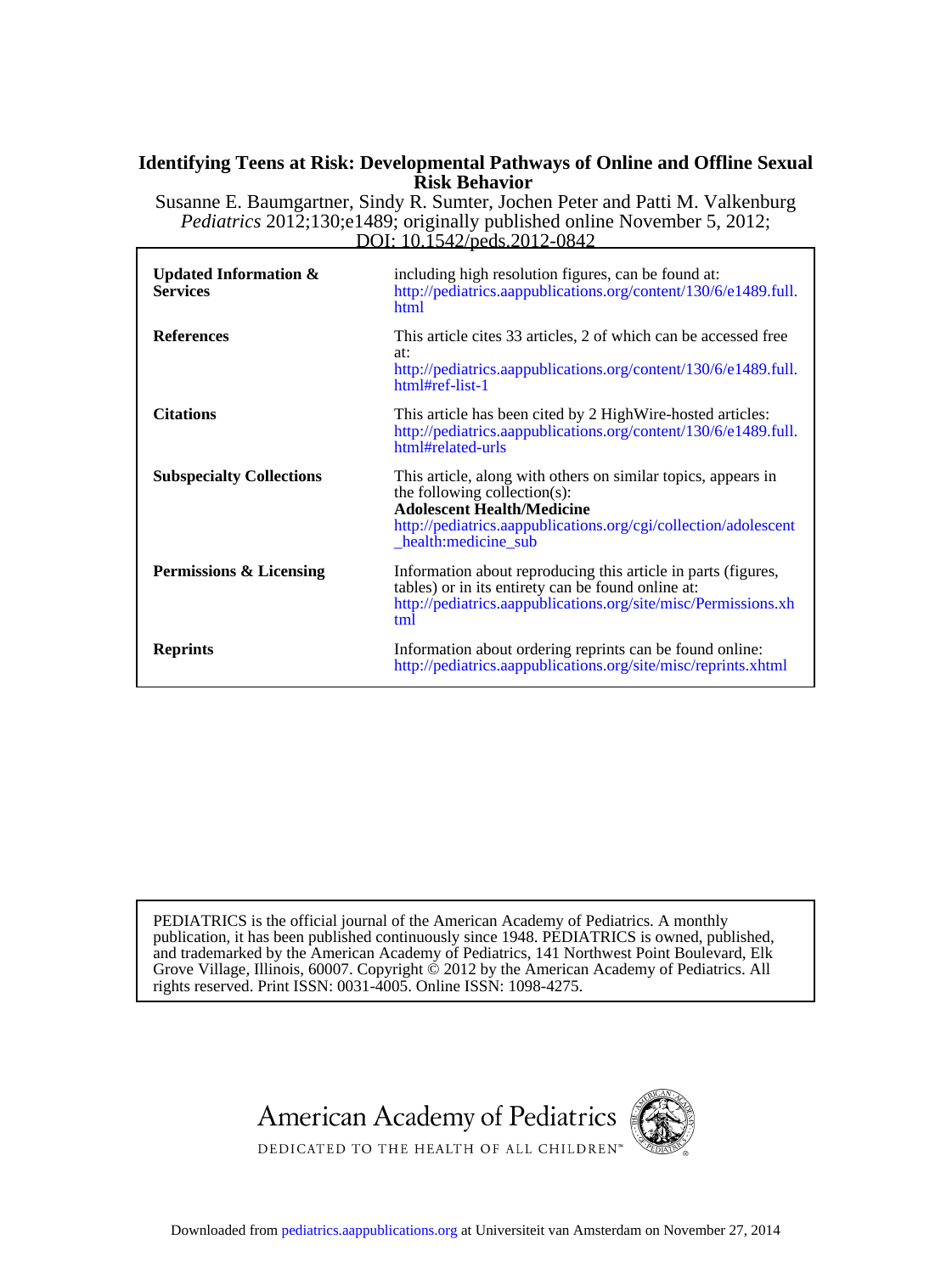**Identifying Teens at Risk: Developmental Pathways of Online and Offline Sexual Risk Behavior**

Susanne E. Baumgartner, Sindy R. Sumter, Jochen Peter and Patti M. Valkenburg

*Pediatrics* 2012;130;e1489; originally published online November 5, 2012;

DOI: 10.1542/peds.2012-0842

| | |
|---|---|
| **Updated Information & Services** | including high resolution figures, can be found at: http://pediatrics.aappublications.org/content/130/6/e1489.full.html |
| **References** | This article cites 33 articles, 2 of which can be accessed free at: http://pediatrics.aappublications.org/content/130/6/e1489.full.html#ref-list-1 |
| **Citations** | This article has been cited by 2 HighWire-hosted articles: http://pediatrics.aappublications.org/content/130/6/e1489.full.html#related-urls |
| **Subspecialty Collections** | This article, along with others on similar topics, appears in the following collection(s): **Adolescent Health/Medicine** http://pediatrics.aappublications.org/cgi/collection/adolescent_health:medicine_sub |
| **Permissions & Licensing** | Information about reproducing this article in parts (figures, tables) or in its entirety can be found online at: http://pediatrics.aappublications.org/site/misc/Permissions.xhtml |
| **Reprints** | Information about ordering reprints can be found online: http://pediatrics.aappublications.org/site/misc/reprints.xhtml |

PEDIATRICS is the official journal of the American Academy of Pediatrics. A monthly publication, it has been published continuously since 1948. PEDIATRICS is owned, published, and trademarked by the American Academy of Pediatrics, 141 Northwest Point Boulevard, Elk Grove Village, Illinois, 60007. Copyright © 2012 by the American Academy of Pediatrics. All rights reserved. Print ISSN: 0031-4005. Online ISSN: 1098-4275.

American Academy of Pediatrics

DEDICATED TO THE HEALTH OF ALL CHILDREN™

Downloaded from pediatrics.aappublications.org at Universiteit van Amsterdam on November 27, 2014